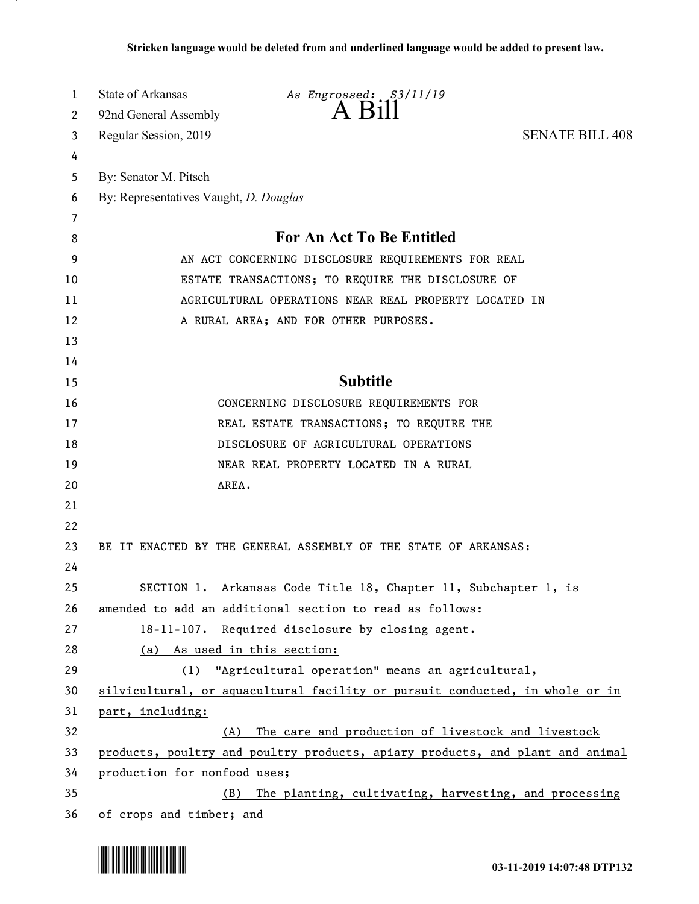**Stricken language would be deleted from and underlined language would be added to present law.**

State of Arkansas *As Engrossed: S3/11/19*
92nd General Assembly
Regular Session, 2019

# A Bill

SENATE BILL 408

By: Senator M. Pitsch
By: Representatives Vaught, *D. Douglas*

## For An Act To Be Entitled

AN ACT CONCERNING DISCLOSURE REQUIREMENTS FOR REAL ESTATE TRANSACTIONS; TO REQUIRE THE DISCLOSURE OF AGRICULTURAL OPERATIONS NEAR REAL PROPERTY LOCATED IN A RURAL AREA; AND FOR OTHER PURPOSES.

## Subtitle

CONCERNING DISCLOSURE REQUIREMENTS FOR REAL ESTATE TRANSACTIONS; TO REQUIRE THE DISCLOSURE OF AGRICULTURAL OPERATIONS NEAR REAL PROPERTY LOCATED IN A RURAL AREA.

BE IT ENACTED BY THE GENERAL ASSEMBLY OF THE STATE OF ARKANSAS:

SECTION 1. Arkansas Code Title 18, Chapter 11, Subchapter 1, is amended to add an additional section to read as follows:

<u>18-11-107. Required disclosure by closing agent.</u>

<u>(a) As used in this section:</u>

<u>(1) "Agricultural operation" means an agricultural, silvicultural, or aquacultural facility or pursuit conducted, in whole or in part, including:</u>

<u>(A) The care and production of livestock and livestock products, poultry and poultry products, apiary products, and plant and animal production for nonfood uses;</u>

<u>(B) The planting, cultivating, harvesting, and processing of crops and timber; and</u>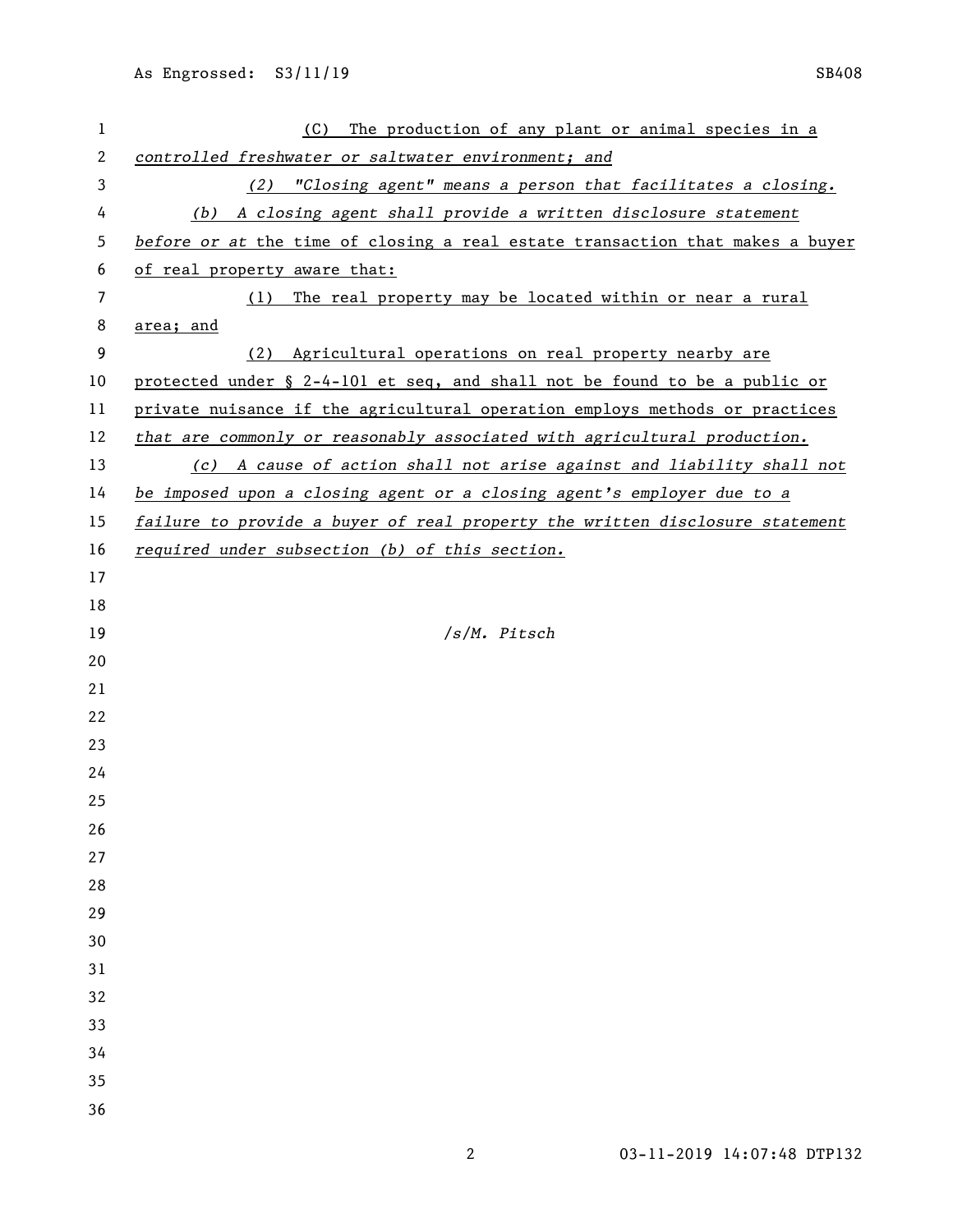(C) The production of any plant or animal species in a controlled freshwater or saltwater environment; and

*(2) "Closing agent" means a person that facilitates a closing.*

*(b) A closing agent shall provide a written disclosure statement before or at* the time of closing a real estate transaction that makes a buyer of real property aware that:

(1) The real property may be located within or near a rural area; and

(2) Agricultural operations on real property nearby are protected under § 2-4-101 et seq, and shall not be found to be a public or private nuisance if the agricultural operation employs methods or practices *that are commonly or reasonably associated with agricultural production.*

*(c) A cause of action shall not arise against and liability shall not be imposed upon a closing agent or a closing agent's employer due to a failure to provide a buyer of real property the written disclosure statement required under subsection (b) of this section.*

*/s/M. Pitsch*